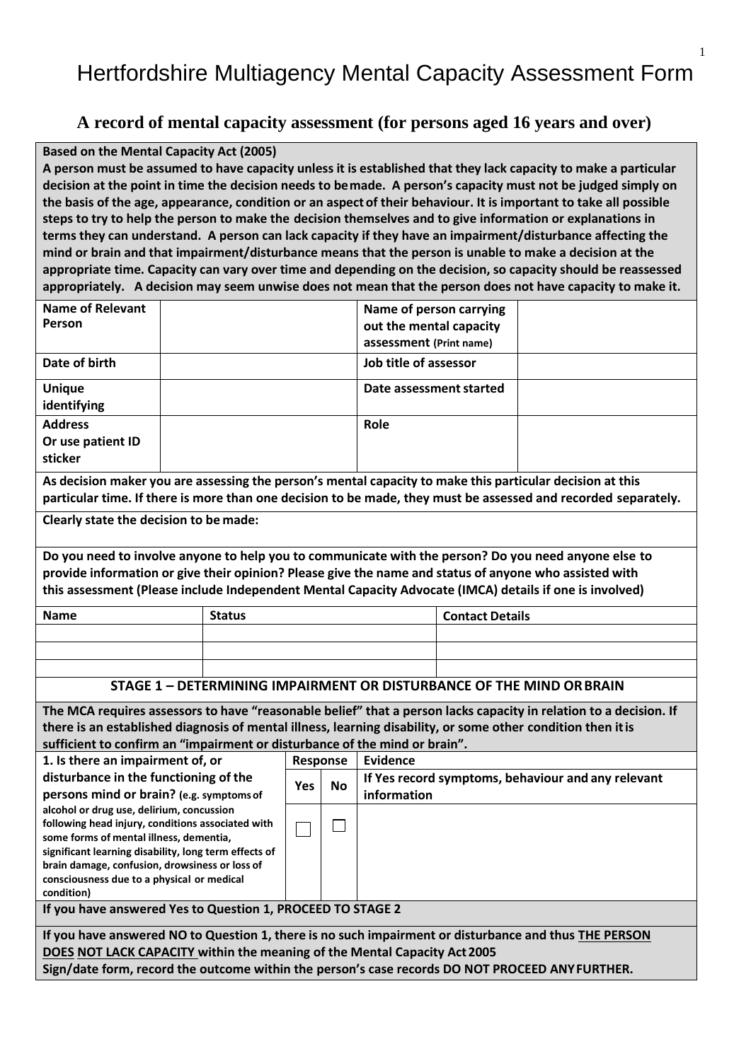# Hertfordshire Multiagency Mental Capacity Assessment Form

## A record of mental capacity assessment (for persons aged 16 years and over)

**Based on the Mental Capacity Act (2005)**

**A person must be assumed to have capacity unless it is established that they lack capacity to make a particular decision at the point in time the decision needs to be made. A person's capacity must not be judged simply on the basis of the age, appearance, condition or an aspect of their behaviour. It is important to take all possible steps to try to help the person to make the decision themselves and to give information or explanations in terms they can understand. A person can lack capacity if they have an impairment/disturbance affecting the mind or brain and that impairment/disturbance means that the person is unable to make a decision at the appropriate time. Capacity can vary over time and depending on the decision, so capacity should be reassessed appropriately. A decision may seem unwise does not mean that the person does not have capacity to make it.**

| | | | |
|---|---|---|---|
| **Name of Relevant Person** | | **Name of person carrying out the mental capacity assessment** (Print name) | |
| **Date of birth** | | **Job title of assessor** | |
| **Unique identifying** | | **Date assessment started** | |
| **Address Or use patient ID sticker** | | **Role** | |

**As decision maker you are assessing the person's mental capacity to make this particular decision at this particular time. If there is more than one decision to be made, they must be assessed and recorded separately.**

**Clearly state the decision to be made:**

**Do you need to involve anyone to help you to communicate with the person? Do you need anyone else to provide information or give their opinion? Please give the name and status of anyone who assisted with this assessment (Please include Independent Mental Capacity Advocate (IMCA) details if one is involved)**

| Name | Status | Contact Details |
|---|---|---|
| | | |
| | | |
| | | |

### STAGE 1 – DETERMINING IMPAIRMENT OR DISTURBANCE OF THE MIND OR BRAIN

**The MCA requires assessors to have "reasonable belief" that a person lacks capacity in relation to a decision. If there is an established diagnosis of mental illness, learning disability, or some other condition then it is sufficient to confirm an "impairment or disturbance of the mind or brain".**

| **1. Is there an impairment of, or disturbance in the functioning of the persons mind or brain?** (e.g. symptoms of alcohol or drug use, delirium, concussion following head injury, conditions associated with some forms of mental illness, dementia, significant learning disability, long term effects of brain damage, confusion, drowsiness or loss of consciousness due to a physical or medical condition) | **Response** | | **Evidence** |
|---|---|---|---|
| | **Yes** | **No** | **If Yes record symptoms, behaviour and any relevant information** |
| | ☐ | ☐ | |

**If you have answered Yes to Question 1, PROCEED TO STAGE 2**

**If you have answered NO to Question 1, there is no such impairment or disturbance and thus THE PERSON DOES NOT LACK CAPACITY within the meaning of the Mental Capacity Act 2005**
**Sign/date form, record the outcome within the person's case records DO NOT PROCEED ANY FURTHER.**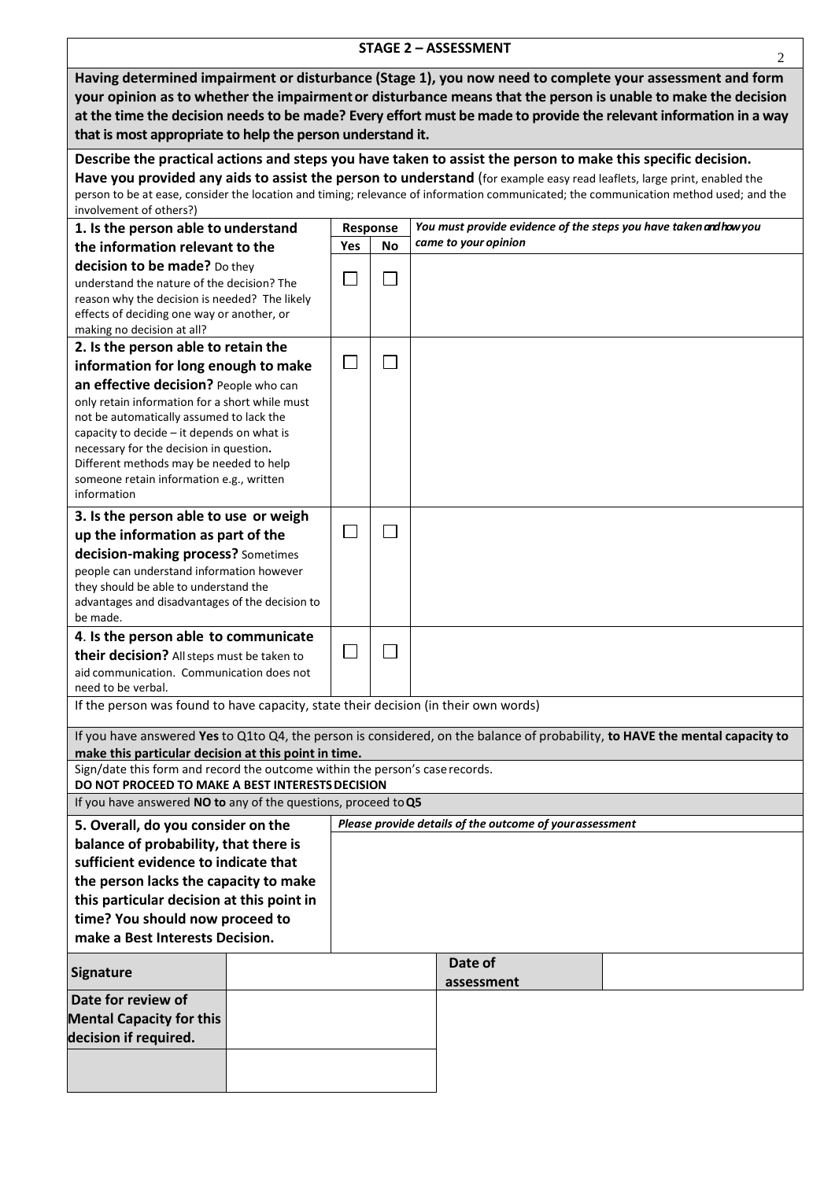## STAGE 2 – ASSESSMENT

**Having determined impairment or disturbance (Stage 1), you now need to complete your assessment and form your opinion as to whether the impairment or disturbance means that the person is unable to make the decision at the time the decision needs to be made? Every effort must be made to provide the relevant information in a way that is most appropriate to help the person understand it.**

**Describe the practical actions and steps you have taken to assist the person to make this specific decision. Have you provided any aids to assist the person to understand** (for example easy read leaflets, large print, enabled the person to be at ease, consider the location and timing; relevance of information communicated; the communication method used; and the involvement of others?)

| | Response | | *You must provide evidence of the steps you have taken and how you came to your opinion* |
|---|---|---|---|
| | **Yes** | **No** | |
| **1. Is the person able to understand the information relevant to the decision to be made?** Do they understand the nature of the decision? The reason why the decision is needed? The likely effects of deciding one way or another, or making no decision at all? | ☐ | ☐ | |
| **2. Is the person able to retain the information for long enough to make an effective decision?** People who can only retain information for a short while must not be automatically assumed to lack the capacity to decide – it depends on what is necessary for the decision in question**.** Different methods may be needed to help someone retain information e.g., written information | ☐ | ☐ | |
| **3. Is the person able to use or weigh up the information as part of the decision-making process?** Sometimes people can understand information however they should be able to understand the advantages and disadvantages of the decision to be made. | ☐ | ☐ | |
| **4. Is the person able to communicate their decision?** All steps must be taken to aid communication. Communication does not need to be verbal. | ☐ | ☐ | |

If the person was found to have capacity, state their decision (in their own words)

If you have answered **Yes** to Q1to Q4, the person is considered, on the balance of probability, **to HAVE the mental capacity to make this particular decision at this point in time.**

Sign/date this form and record the outcome within the person's case records.
**DO NOT PROCEED TO MAKE A BEST INTERESTS DECISION**

If you have answered **NO to** any of the questions, proceed to **Q5**

| **5. Overall, do you consider on the balance of probability, that there is sufficient evidence to indicate that the person lacks the capacity to make this particular decision at this point in time? You should now proceed to make a Best Interests Decision.** | *Please provide details of the outcome of your assessment* |
|---|---|

| **Signature** | | **Date of assessment** | |
|---|---|---|---|
| **Date for review of Mental Capacity for this decision if required.** | | | |
| | | | |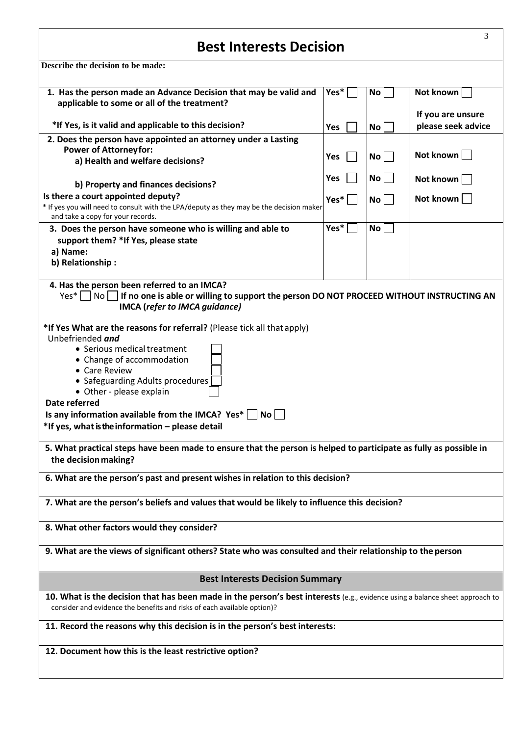# Best Interests Decision

**Describe the decision to be made:**

| | | | |
|---|---|---|---|
| **1. Has the person made an Advance Decision that may be valid and applicable to some or all of the treatment?** | **Yes*** ☐ | **No** ☐ | **Not known** ☐ |
| **\*If Yes, is it valid and applicable to this decision?** | **Yes** ☐ | **No** ☐ | **If you are unsure please seek advice** |
| **2. Does the person have appointed an attorney under a Lasting Power of Attorney for:** | | | |
| **a) Health and welfare decisions?** | **Yes** ☐ | **No** ☐ | **Not known** ☐ |
| **b) Property and finances decisions?** | **Yes** ☐ | **No** ☐ | **Not known** ☐ |
| **Is there a court appointed deputy?** * If yes you will need to consult with the LPA/deputy as they may be the decision maker and take a copy for your records. | **Yes*** ☐ | **No** ☐ | **Not known** ☐ |
| **3. Does the person have someone who is willing and able to support them? \*If Yes, please state** **a) Name:** **b) Relationship :** | **Yes*** ☐ | **No** ☐ | |

**4. Has the person been referred to an IMCA?**

Yes* ☐ No ☐ **If no one is able or willing to support the person DO NOT PROCEED WITHOUT INSTRUCTING AN IMCA (*refer to IMCA guidance)***

**\*If Yes What are the reasons for referral?** (Please tick all that apply)

Unbefriended ***and***

- Serious medical treatment ☐
- Change of accommodation ☐
- Care Review ☐
- Safeguarding Adults procedures ☐
- Other - please explain ☐

**Date referred**

**Is any information available from the IMCA? Yes*** ☐ **No** ☐

**\*If yes, what is the information – please detail**

**5. What practical steps have been made to ensure that the person is helped to participate as fully as possible in the decision making?**

**6. What are the person's past and present wishes in relation to this decision?**

**7. What are the person's beliefs and values that would be likely to influence this decision?**

**8. What other factors would they consider?**

**9. What are the views of significant others? State who was consulted and their relationship to the person**

## Best Interests Decision Summary

**10. What is the decision that has been made in the person's best interests** (e.g., evidence using a balance sheet approach to consider and evidence the benefits and risks of each available option)?

**11. Record the reasons why this decision is in the person's best interests:**

**12. Document how this is the least restrictive option?**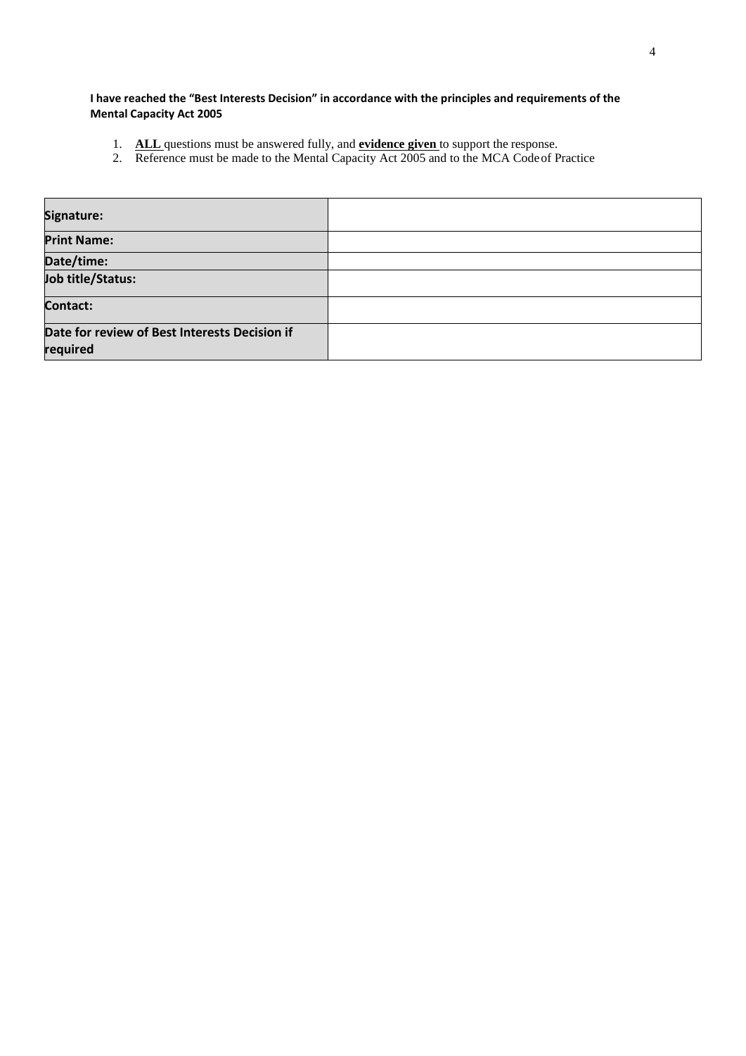**I have reached the "Best Interests Decision" in accordance with the principles and requirements of the Mental Capacity Act 2005**

1. **ALL** questions must be answered fully, and **evidence given** to support the response.
2. Reference must be made to the Mental Capacity Act 2005 and to the MCA Code of Practice

| | |
|---|---|
| **Signature:** | |
| **Print Name:** | |
| **Date/time:** | |
| **Job title/Status:** | |
| **Contact:** | |
| **Date for review of Best Interests Decision if required** | |